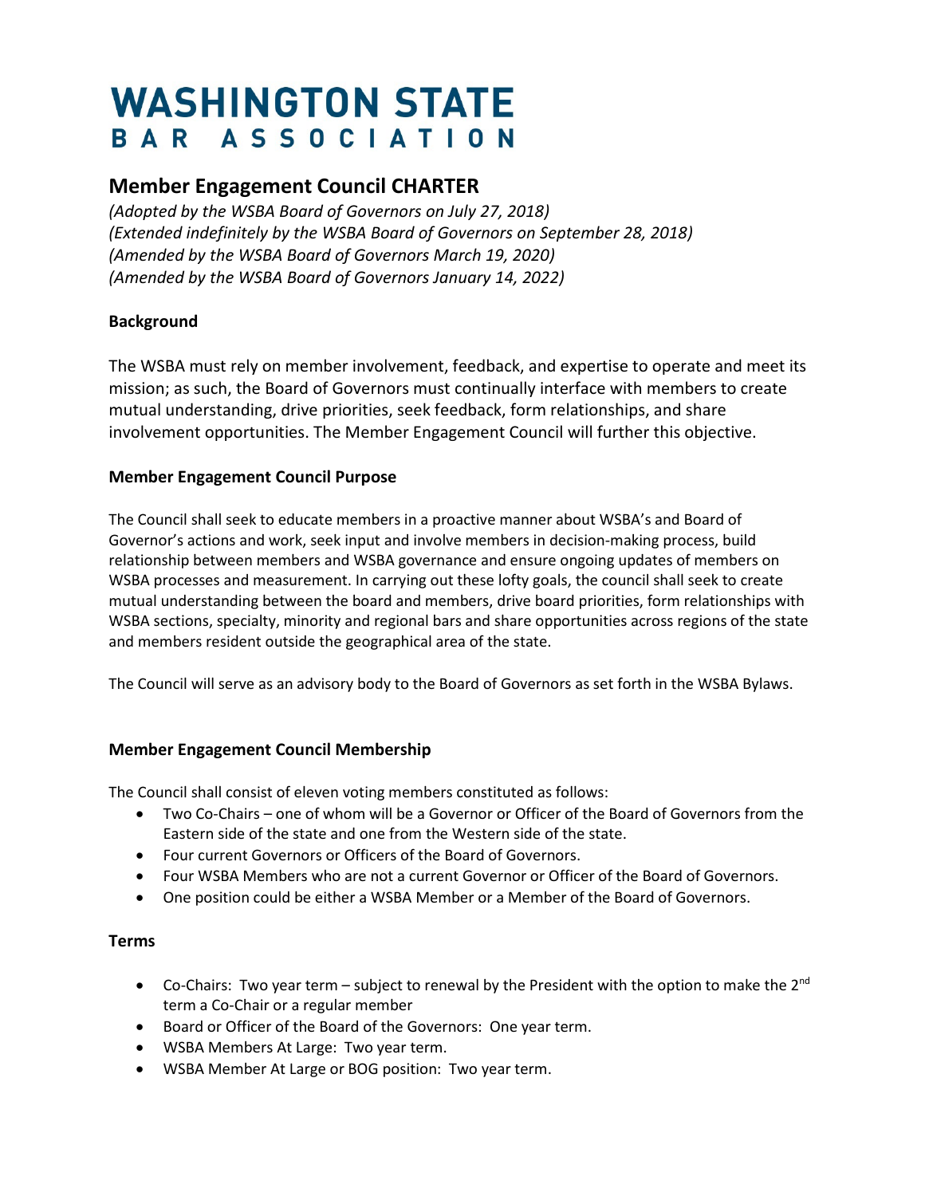# WASHINGTON STATE BAR ASSOCIATION

## Member Engagement Council CHARTER

*(Adopted by the WSBA Board of Governors on July 27, 2018)*
*(Extended indefinitely by the WSBA Board of Governors on September 28, 2018)*
*(Amended by the WSBA Board of Governors March 19, 2020)*
*(Amended by the WSBA Board of Governors January 14, 2022)*

### Background

The WSBA must rely on member involvement, feedback, and expertise to operate and meet its mission; as such, the Board of Governors must continually interface with members to create mutual understanding, drive priorities, seek feedback, form relationships, and share involvement opportunities. The Member Engagement Council will further this objective.

### Member Engagement Council Purpose

The Council shall seek to educate members in a proactive manner about WSBA's and Board of Governor's actions and work, seek input and involve members in decision-making process, build relationship between members and WSBA governance and ensure ongoing updates of members on WSBA processes and measurement. In carrying out these lofty goals, the council shall seek to create mutual understanding between the board and members, drive board priorities, form relationships with WSBA sections, specialty, minority and regional bars and share opportunities across regions of the state and members resident outside the geographical area of the state.

The Council will serve as an advisory body to the Board of Governors as set forth in the WSBA Bylaws.

### Member Engagement Council Membership

The Council shall consist of eleven voting members constituted as follows:

- Two Co-Chairs – one of whom will be a Governor or Officer of the Board of Governors from the Eastern side of the state and one from the Western side of the state.
- Four current Governors or Officers of the Board of Governors.
- Four WSBA Members who are not a current Governor or Officer of the Board of Governors.
- One position could be either a WSBA Member or a Member of the Board of Governors.

### Terms

- Co-Chairs: Two year term – subject to renewal by the President with the option to make the 2nd term a Co-Chair or a regular member
- Board or Officer of the Board of the Governors: One year term.
- WSBA Members At Large: Two year term.
- WSBA Member At Large or BOG position: Two year term.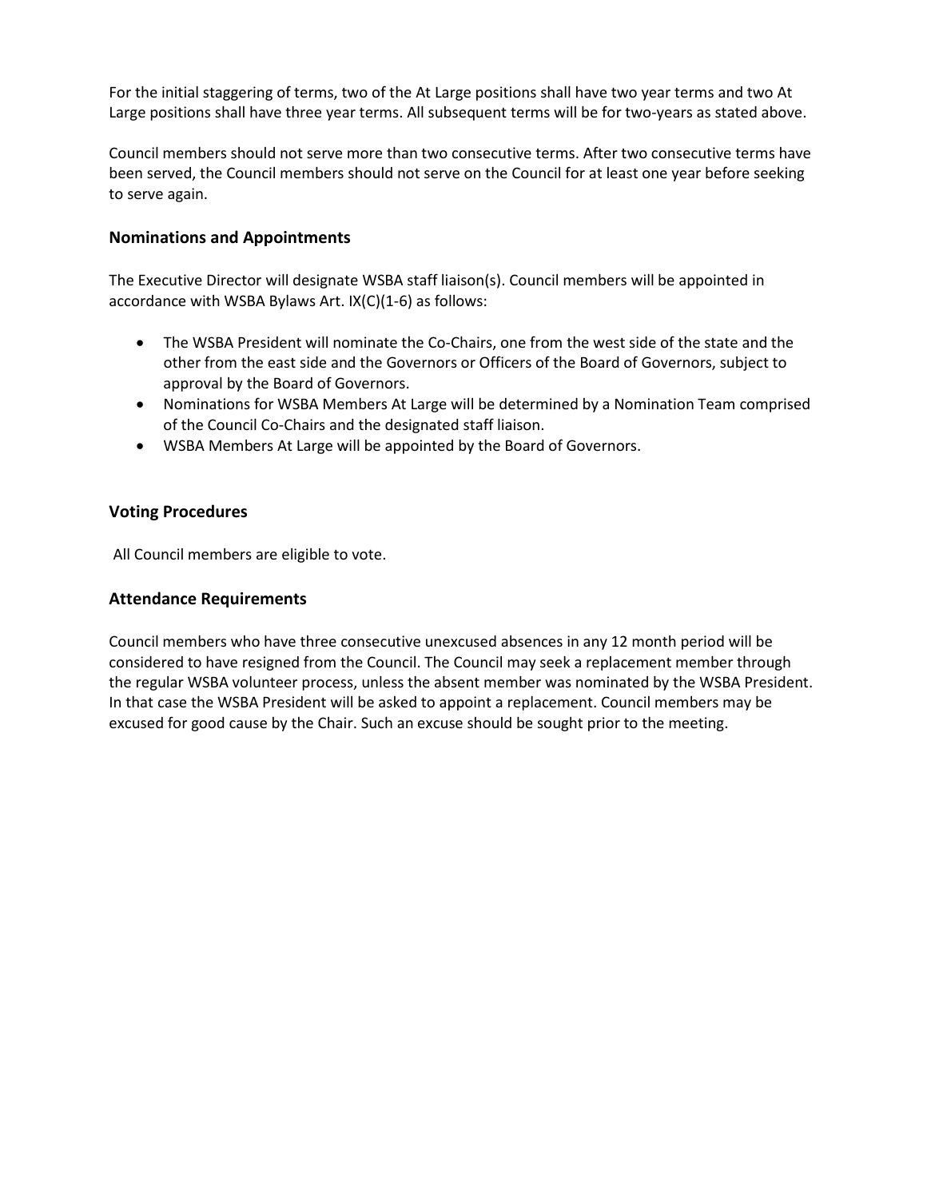For the initial staggering of terms, two of the At Large positions shall have two year terms and two At Large positions shall have three year terms. All subsequent terms will be for two-years as stated above.

Council members should not serve more than two consecutive terms. After two consecutive terms have been served, the Council members should not serve on the Council for at least one year before seeking to serve again.

### Nominations and Appointments

The Executive Director will designate WSBA staff liaison(s). Council members will be appointed in accordance with WSBA Bylaws Art. IX(C)(1-6) as follows:

- The WSBA President will nominate the Co-Chairs, one from the west side of the state and the other from the east side and the Governors or Officers of the Board of Governors, subject to approval by the Board of Governors.
- Nominations for WSBA Members At Large will be determined by a Nomination Team comprised of the Council Co-Chairs and the designated staff liaison.
- WSBA Members At Large will be appointed by the Board of Governors.

### Voting Procedures

All Council members are eligible to vote.

### Attendance Requirements

Council members who have three consecutive unexcused absences in any 12 month period will be considered to have resigned from the Council. The Council may seek a replacement member through the regular WSBA volunteer process, unless the absent member was nominated by the WSBA President. In that case the WSBA President will be asked to appoint a replacement. Council members may be excused for good cause by the Chair. Such an excuse should be sought prior to the meeting.